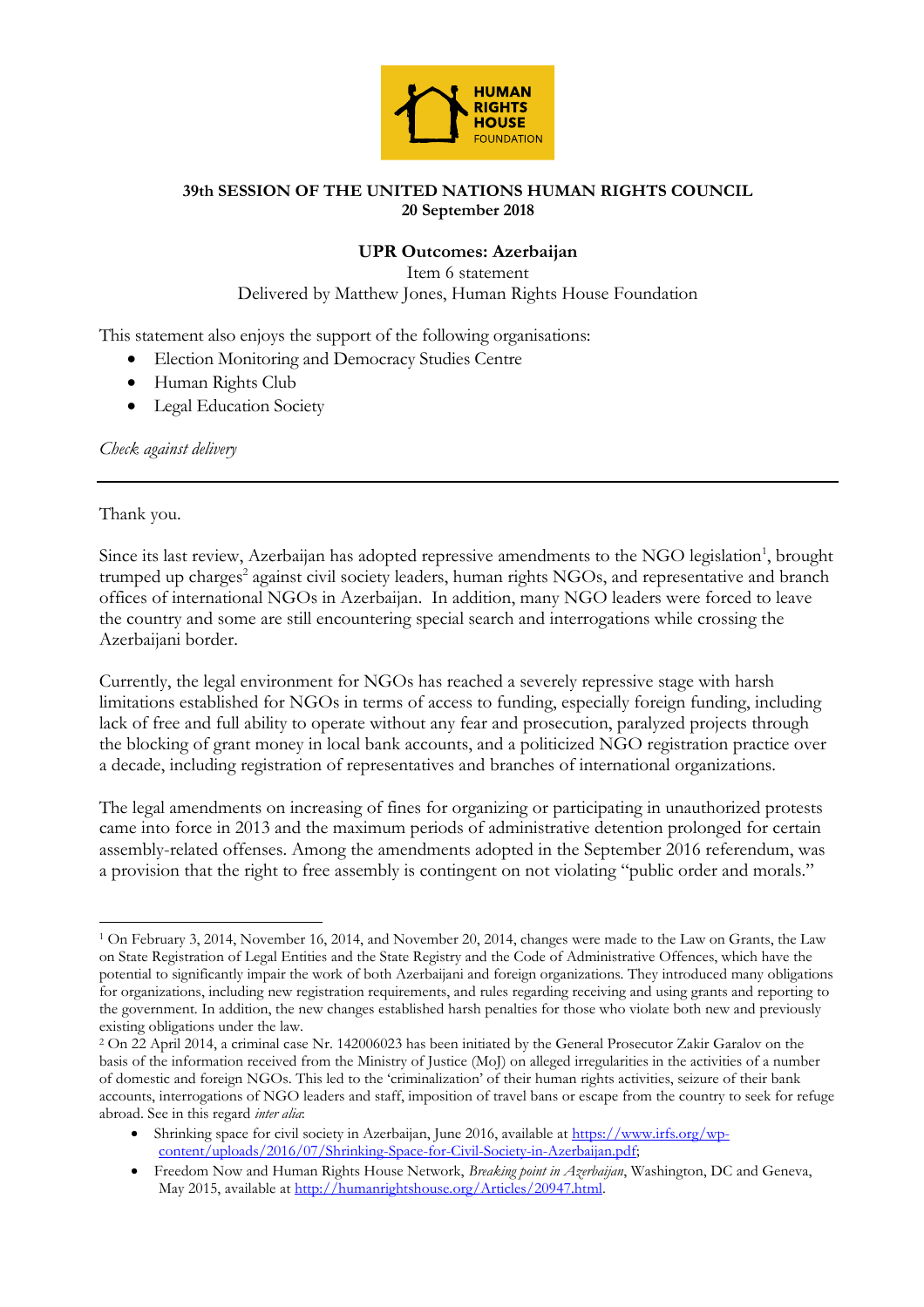HUMAN RIGHTS HOUSE FOUNDATION

**39th SESSION OF THE UNITED NATIONS HUMAN RIGHTS COUNCIL**
**20 September 2018**

**UPR Outcomes: Azerbaijan**

Item 6 statement

Delivered by Matthew Jones, Human Rights House Foundation

This statement also enjoys the support of the following organisations:

- Election Monitoring and Democracy Studies Centre
- Human Rights Club
- Legal Education Society

*Check against delivery*

---

Thank you.

Since its last review, Azerbaijan has adopted repressive amendments to the NGO legislation[1], brought trumped up charges[2] against civil society leaders, human rights NGOs, and representative and branch offices of international NGOs in Azerbaijan. In addition, many NGO leaders were forced to leave the country and some are still encountering special search and interrogations while crossing the Azerbaijani border.

Currently, the legal environment for NGOs has reached a severely repressive stage with harsh limitations established for NGOs in terms of access to funding, especially foreign funding, including lack of free and full ability to operate without any fear and prosecution, paralyzed projects through the blocking of grant money in local bank accounts, and a politicized NGO registration practice over a decade, including registration of representatives and branches of international organizations.

The legal amendments on increasing of fines for organizing or participating in unauthorized protests came into force in 2013 and the maximum periods of administrative detention prolonged for certain assembly-related offenses. Among the amendments adopted in the September 2016 referendum, was a provision that the right to free assembly is contingent on not violating "public order and morals."

---

[1] On February 3, 2014, November 16, 2014, and November 20, 2014, changes were made to the Law on Grants, the Law on State Registration of Legal Entities and the State Registry and the Code of Administrative Offences, which have the potential to significantly impair the work of both Azerbaijani and foreign organizations. They introduced many obligations for organizations, including new registration requirements, and rules regarding receiving and using grants and reporting to the government. In addition, the new changes established harsh penalties for those who violate both new and previously existing obligations under the law.

[2] On 22 April 2014, a criminal case Nr. 142006023 has been initiated by the General Prosecutor Zakir Garalov on the basis of the information received from the Ministry of Justice (MoJ) on alleged irregularities in the activities of a number of domestic and foreign NGOs. This led to the 'criminalization' of their human rights activities, seizure of their bank accounts, interrogations of NGO leaders and staff, imposition of travel bans or escape from the country to seek for refuge abroad. See in this regard *inter alia*:

- Shrinking space for civil society in Azerbaijan, June 2016, available at https://www.irfs.org/wp-content/uploads/2016/07/Shrinking-Space-for-Civil-Society-in-Azerbaijan.pdf;
- Freedom Now and Human Rights House Network, *Breaking point in Azerbaijan*, Washington, DC and Geneva, May 2015, available at http://humanrightshouse.org/Articles/20947.html.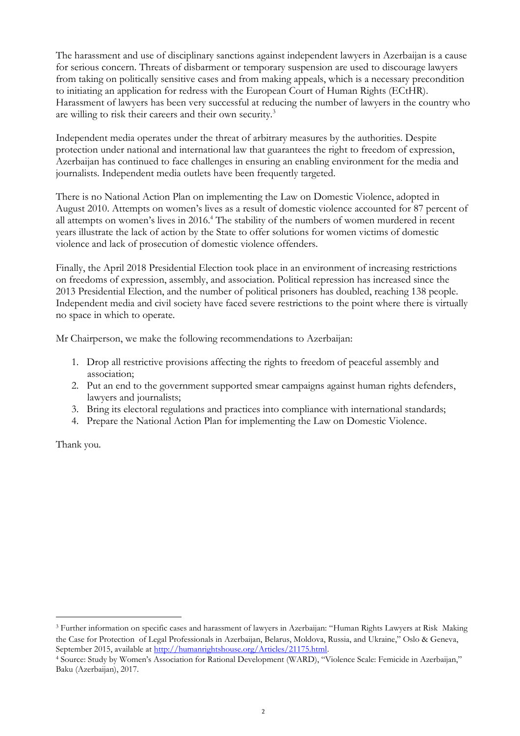The harassment and use of disciplinary sanctions against independent lawyers in Azerbaijan is a cause for serious concern. Threats of disbarment or temporary suspension are used to discourage lawyers from taking on politically sensitive cases and from making appeals, which is a necessary precondition to initiating an application for redress with the European Court of Human Rights (ECtHR). Harassment of lawyers has been very successful at reducing the number of lawyers in the country who are willing to risk their careers and their own security.[3]

Independent media operates under the threat of arbitrary measures by the authorities. Despite protection under national and international law that guarantees the right to freedom of expression, Azerbaijan has continued to face challenges in ensuring an enabling environment for the media and journalists. Independent media outlets have been frequently targeted.

There is no National Action Plan on implementing the Law on Domestic Violence, adopted in August 2010. Attempts on women's lives as a result of domestic violence accounted for 87 percent of all attempts on women's lives in 2016.[4] The stability of the numbers of women murdered in recent years illustrate the lack of action by the State to offer solutions for women victims of domestic violence and lack of prosecution of domestic violence offenders.

Finally, the April 2018 Presidential Election took place in an environment of increasing restrictions on freedoms of expression, assembly, and association. Political repression has increased since the 2013 Presidential Election, and the number of political prisoners has doubled, reaching 138 people. Independent media and civil society have faced severe restrictions to the point where there is virtually no space in which to operate.

Mr Chairperson, we make the following recommendations to Azerbaijan:

1. Drop all restrictive provisions affecting the rights to freedom of peaceful assembly and association;
2. Put an end to the government supported smear campaigns against human rights defenders, lawyers and journalists;
3. Bring its electoral regulations and practices into compliance with international standards;
4. Prepare the National Action Plan for implementing the Law on Domestic Violence.

Thank you.

---

[3] Further information on specific cases and harassment of lawyers in Azerbaijan: "Human Rights Lawyers at Risk Making the Case for Protection of Legal Professionals in Azerbaijan, Belarus, Moldova, Russia, and Ukraine," Oslo & Geneva, September 2015, available at http://humanrightshouse.org/Articles/21175.html.

[4] Source: Study by Women's Association for Rational Development (WARD), "Violence Scale: Femicide in Azerbaijan," Baku (Azerbaijan), 2017.